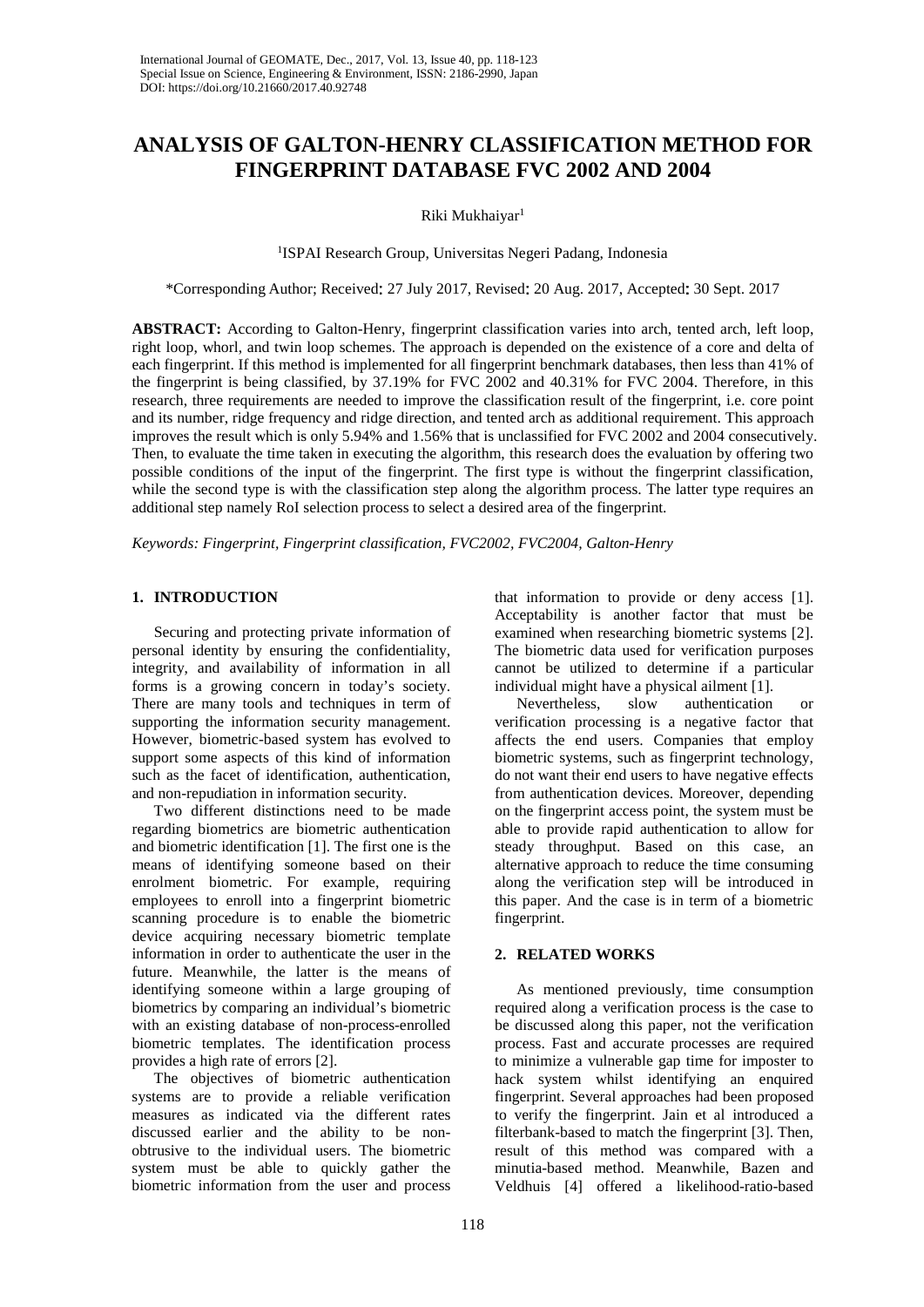# ANALYSIS OF GALTON-HENRY CLASSIFICATION METHOD FOR FINGERPRINT DATABASE FVC 2002 AND 2004

Riki Mukhaiyar[1]

[1]ISPAI Research Group, Universitas Negeri Padang, Indonesia

*Corresponding Author; Received: 27 July 2017, Revised: 20 Aug. 2017, Accepted: 30 Sept. 2017

**ABSTRACT:** According to Galton-Henry, fingerprint classification varies into arch, tented arch, left loop, right loop, whorl, and twin loop schemes. The approach is depended on the existence of a core and delta of each fingerprint. If this method is implemented for all fingerprint benchmark databases, then less than 41% of the fingerprint is being classified, by 37.19% for FVC 2002 and 40.31% for FVC 2004. Therefore, in this research, three requirements are needed to improve the classification result of the fingerprint, i.e. core point and its number, ridge frequency and ridge direction, and tented arch as additional requirement. This approach improves the result which is only 5.94% and 1.56% that is unclassified for FVC 2002 and 2004 consecutively. Then, to evaluate the time taken in executing the algorithm, this research does the evaluation by offering two possible conditions of the input of the fingerprint. The first type is without the fingerprint classification, while the second type is with the classification step along the algorithm process. The latter type requires an additional step namely RoI selection process to select a desired area of the fingerprint.

*Keywords: Fingerprint, Fingerprint classification, FVC2002, FVC2004, Galton-Henry*

## 1. INTRODUCTION

Securing and protecting private information of personal identity by ensuring the confidentiality, integrity, and availability of information in all forms is a growing concern in today's society. There are many tools and techniques in term of supporting the information security management. However, biometric-based system has evolved to support some aspects of this kind of information such as the facet of identification, authentication, and non-repudiation in information security.

Two different distinctions need to be made regarding biometrics are biometric authentication and biometric identification [1]. The first one is the means of identifying someone based on their enrolment biometric. For example, requiring employees to enroll into a fingerprint biometric scanning procedure is to enable the biometric device acquiring necessary biometric template information in order to authenticate the user in the future. Meanwhile, the latter is the means of identifying someone within a large grouping of biometrics by comparing an individual's biometric with an existing database of non-process-enrolled biometric templates. The identification process provides a high rate of errors [2].

The objectives of biometric authentication systems are to provide a reliable verification measures as indicated via the different rates discussed earlier and the ability to be non-obtrusive to the individual users. The biometric system must be able to quickly gather the biometric information from the user and process that information to provide or deny access [1]. Acceptability is another factor that must be examined when researching biometric systems [2]. The biometric data used for verification purposes cannot be utilized to determine if a particular individual might have a physical ailment [1].

Nevertheless, slow authentication or verification processing is a negative factor that affects the end users. Companies that employ biometric systems, such as fingerprint technology, do not want their end users to have negative effects from authentication devices. Moreover, depending on the fingerprint access point, the system must be able to provide rapid authentication to allow for steady throughput. Based on this case, an alternative approach to reduce the time consuming along the verification step will be introduced in this paper. And the case is in term of a biometric fingerprint.

## 2. RELATED WORKS

As mentioned previously, time consumption required along a verification process is the case to be discussed along this paper, not the verification process. Fast and accurate processes are required to minimize a vulnerable gap time for imposter to hack system whilst identifying an enquired fingerprint. Several approaches had been proposed to verify the fingerprint. Jain et al introduced a filterbank-based to match the fingerprint [3]. Then, result of this method was compared with a minutia-based method. Meanwhile, Bazen and Veldhuis [4] offered a likelihood-ratio-based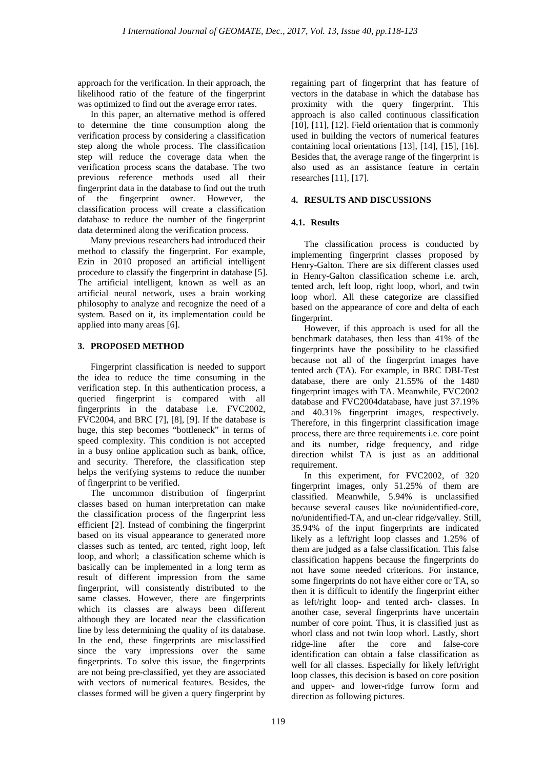approach for the verification. In their approach, the likelihood ratio of the feature of the fingerprint was optimized to find out the average error rates.

In this paper, an alternative method is offered to determine the time consumption along the verification process by considering a classification step along the whole process. The classification step will reduce the coverage data when the verification process scans the database. The two previous reference methods used all their fingerprint data in the database to find out the truth of the fingerprint owner. However, the classification process will create a classification database to reduce the number of the fingerprint data determined along the verification process.

Many previous researchers had introduced their method to classify the fingerprint. For example, Ezin in 2010 proposed an artificial intelligent procedure to classify the fingerprint in database [5]. The artificial intelligent, known as well as an artificial neural network, uses a brain working philosophy to analyze and recognize the need of a system. Based on it, its implementation could be applied into many areas [6].

## 3. PROPOSED METHOD

Fingerprint classification is needed to support the idea to reduce the time consuming in the verification step. In this authentication process, a queried fingerprint is compared with all fingerprints in the database i.e. FVC2002, FVC2004, and BRC [7], [8], [9]. If the database is huge, this step becomes "bottleneck" in terms of speed complexity. This condition is not accepted in a busy online application such as bank, office, and security. Therefore, the classification step helps the verifying systems to reduce the number of fingerprint to be verified.

The uncommon distribution of fingerprint classes based on human interpretation can make the classification process of the fingerprint less efficient [2]. Instead of combining the fingerprint based on its visual appearance to generated more classes such as tented, arc tented, right loop, left loop, and whorl; a classification scheme which is basically can be implemented in a long term as result of different impression from the same fingerprint, will consistently distributed to the same classes. However, there are fingerprints which its classes are always been different although they are located near the classification line by less determining the quality of its database. In the end, these fingerprints are misclassified since the vary impressions over the same fingerprints. To solve this issue, the fingerprints are not being pre-classified, yet they are associated with vectors of numerical features. Besides, the classes formed will be given a query fingerprint by regaining part of fingerprint that has feature of vectors in the database in which the database has proximity with the query fingerprint. This approach is also called continuous classification [10], [11], [12]. Field orientation that is commonly used in building the vectors of numerical features containing local orientations [13], [14], [15], [16]. Besides that, the average range of the fingerprint is also used as an assistance feature in certain researches [11], [17].

## 4. RESULTS AND DISCUSSIONS

### 4.1. Results

The classification process is conducted by implementing fingerprint classes proposed by Henry-Galton. There are six different classes used in Henry-Galton classification scheme i.e. arch, tented arch, left loop, right loop, whorl, and twin loop whorl. All these categorize are classified based on the appearance of core and delta of each fingerprint.

However, if this approach is used for all the benchmark databases, then less than 41% of the fingerprints have the possibility to be classified because not all of the fingerprint images have tented arch (TA). For example, in BRC DBI-Test database, there are only 21.55% of the 1480 fingerprint images with TA. Meanwhile, FVC2002 database and FVC2004database, have just 37.19% and 40.31% fingerprint images, respectively. Therefore, in this fingerprint classification image process, there are three requirements i.e. core point and its number, ridge frequency, and ridge direction whilst TA is just as an additional requirement.

In this experiment, for FVC2002, of 320 fingerprint images, only 51.25% of them are classified. Meanwhile, 5.94% is unclassified because several causes like no/unidentified-core, no/unidentified-TA, and un-clear ridge/valley. Still, 35.94% of the input fingerprints are indicated likely as a left/right loop classes and 1.25% of them are judged as a false classification. This false classification happens because the fingerprints do not have some needed criterions. For instance, some fingerprints do not have either core or TA, so then it is difficult to identify the fingerprint either as left/right loop- and tented arch- classes. In another case, several fingerprints have uncertain number of core point. Thus, it is classified just as whorl class and not twin loop whorl. Lastly, short ridge-line after the core and false-core identification can obtain a false classification as well for all classes. Especially for likely left/right loop classes, this decision is based on core position and upper- and lower-ridge furrow form and direction as following pictures.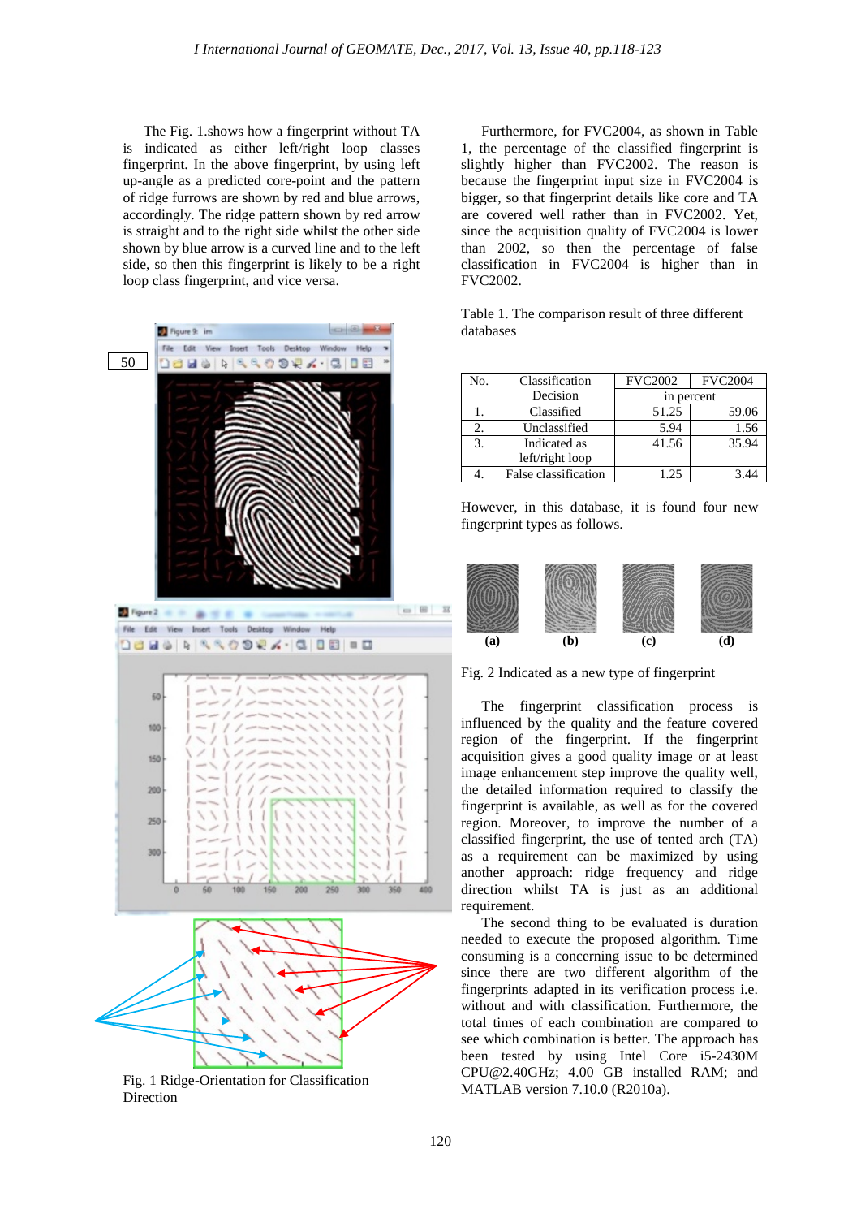The Fig. 1.shows how a fingerprint without TA is indicated as either left/right loop classes fingerprint. In the above fingerprint, by using left up-angle as a predicted core-point and the pattern of ridge furrows are shown by red and blue arrows, accordingly. The ridge pattern shown by red arrow is straight and to the right side whilst the other side shown by blue arrow is a curved line and to the left side, so then this fingerprint is likely to be a right loop class fingerprint, and vice versa.

Fig. 1 Ridge-Orientation for Classification Direction

Furthermore, for FVC2004, as shown in Table 1, the percentage of the classified fingerprint is slightly higher than FVC2002. The reason is because the fingerprint input size in FVC2004 is bigger, so that fingerprint details like core and TA are covered well rather than in FVC2002. Yet, since the acquisition quality of FVC2004 is lower than 2002, so then the percentage of false classification in FVC2004 is higher than in FVC2002.

Table 1. The comparison result of three different databases

| No. | Classification Decision | FVC2002 | FVC2004 |
|---|---|---|---|
| | | in percent | |
| 1. | Classified | 51.25 | 59.06 |
| 2. | Unclassified | 5.94 | 1.56 |
| 3. | Indicated as left/right loop | 41.56 | 35.94 |
| 4. | False classification | 1.25 | 3.44 |

However, in this database, it is found four new fingerprint types as follows.

(a) (b) (c) (d)

Fig. 2 Indicated as a new type of fingerprint

The fingerprint classification process is influenced by the quality and the feature covered region of the fingerprint. If the fingerprint acquisition gives a good quality image or at least image enhancement step improve the quality well, the detailed information required to classify the fingerprint is available, as well as for the covered region. Moreover, to improve the number of a classified fingerprint, the use of tented arch (TA) as a requirement can be maximized by using another approach: ridge frequency and ridge direction whilst TA is just as an additional requirement.

The second thing to be evaluated is duration needed to execute the proposed algorithm. Time consuming is a concerning issue to be determined since there are two different algorithm of the fingerprints adapted in its verification process i.e. without and with classification. Furthermore, the total times of each combination are compared to see which combination is better. The approach has been tested by using Intel Core i5-2430M CPU@2.40GHz; 4.00 GB installed RAM; and MATLAB version 7.10.0 (R2010a).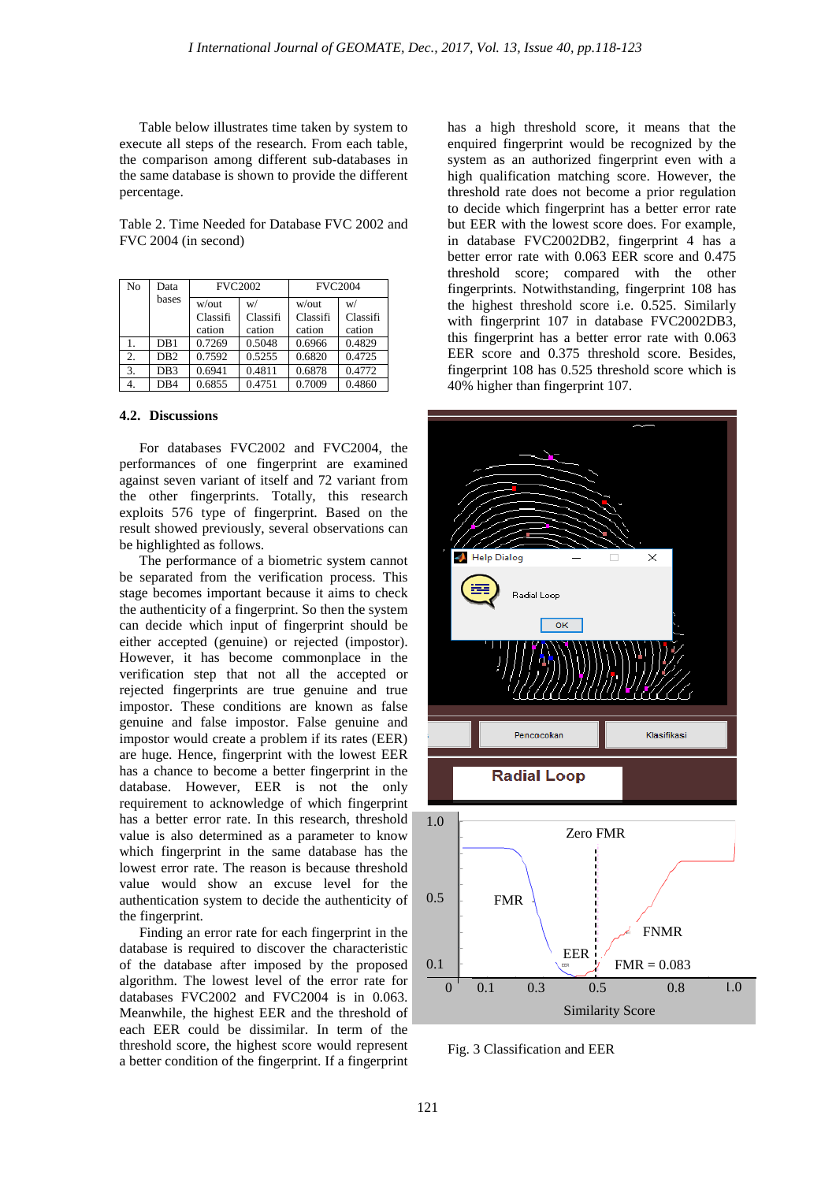Table below illustrates time taken by system to execute all steps of the research. From each table, the comparison among different sub-databases in the same database is shown to provide the different percentage.

Table 2. Time Needed for Database FVC 2002 and FVC 2004 (in second)

| No | Data bases | FVC2002 | | FVC2004 | |
|---|---|---|---|---|---|
| | | w/out Classification | w/ Classification | w/out Classification | w/ Classification |
| 1. | DB1 | 0.7269 | 0.5048 | 0.6966 | 0.4829 |
| 2. | DB2 | 0.7592 | 0.5255 | 0.6820 | 0.4725 |
| 3. | DB3 | 0.6941 | 0.4811 | 0.6878 | 0.4772 |
| 4. | DB4 | 0.6855 | 0.4751 | 0.7009 | 0.4860 |

### 4.2. Discussions

For databases FVC2002 and FVC2004, the performances of one fingerprint are examined against seven variant of itself and 72 variant from the other fingerprints. Totally, this research exploits 576 type of fingerprint. Based on the result showed previously, several observations can be highlighted as follows.

The performance of a biometric system cannot be separated from the verification process. This stage becomes important because it aims to check the authenticity of a fingerprint. So then the system can decide which input of fingerprint should be either accepted (genuine) or rejected (impostor). However, it has become commonplace in the verification step that not all the accepted or rejected fingerprints are true genuine and true impostor. These conditions are known as false genuine and false impostor. False genuine and impostor would create a problem if its rates (EER) are huge. Hence, fingerprint with the lowest EER has a chance to become a better fingerprint in the database. However, EER is not the only requirement to acknowledge of which fingerprint has a better error rate. In this research, threshold value is also determined as a parameter to know which fingerprint in the same database has the lowest error rate. The reason is because threshold value would show an excuse level for the authentication system to decide the authenticity of the fingerprint.

Finding an error rate for each fingerprint in the database is required to discover the characteristic of the database after imposed by the proposed algorithm. The lowest level of the error rate for databases FVC2002 and FVC2004 is in 0.063. Meanwhile, the highest EER and the threshold of each EER could be dissimilar. In term of the threshold score, the highest score would represent a better condition of the fingerprint. If a fingerprint has a high threshold score, it means that the enquired fingerprint would be recognized by the system as an authorized fingerprint even with a high qualification matching score. However, the threshold rate does not become a prior regulation to decide which fingerprint has a better error rate but EER with the lowest score does. For example, in database FVC2002DB2, fingerprint 4 has a better error rate with 0.063 EER score and 0.475 threshold score; compared with the other fingerprints. Notwithstanding, fingerprint 108 has the highest threshold score i.e. 0.525. Similarly with fingerprint 107 in database FVC2002DB3, this fingerprint has a better error rate with 0.063 EER score and 0.375 threshold score. Besides, fingerprint 108 has 0.525 threshold score which is 40% higher than fingerprint 107.

Fig. 3 Classification and EER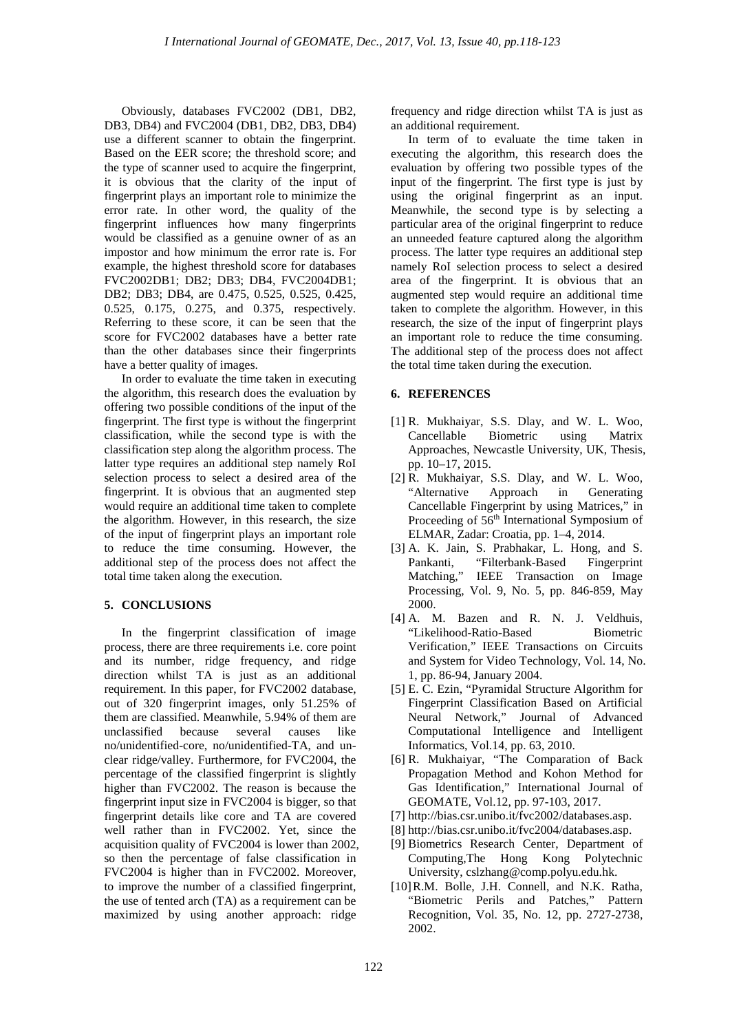Obviously, databases FVC2002 (DB1, DB2, DB3, DB4) and FVC2004 (DB1, DB2, DB3, DB4) use a different scanner to obtain the fingerprint. Based on the EER score; the threshold score; and the type of scanner used to acquire the fingerprint, it is obvious that the clarity of the input of fingerprint plays an important role to minimize the error rate. In other word, the quality of the fingerprint influences how many fingerprints would be classified as a genuine owner of as an impostor and how minimum the error rate is. For example, the highest threshold score for databases FVC2002DB1; DB2; DB3; DB4, FVC2004DB1; DB2; DB3; DB4, are 0.475, 0.525, 0.525, 0.425, 0.525, 0.175, 0.275, and 0.375, respectively. Referring to these score, it can be seen that the score for FVC2002 databases have a better rate than the other databases since their fingerprints have a better quality of images.

In order to evaluate the time taken in executing the algorithm, this research does the evaluation by offering two possible conditions of the input of the fingerprint. The first type is without the fingerprint classification, while the second type is with the classification step along the algorithm process. The latter type requires an additional step namely RoI selection process to select a desired area of the fingerprint. It is obvious that an augmented step would require an additional time taken to complete the algorithm. However, in this research, the size of the input of fingerprint plays an important role to reduce the time consuming. However, the additional step of the process does not affect the total time taken along the execution.

## 5. CONCLUSIONS

In the fingerprint classification of image process, there are three requirements i.e. core point and its number, ridge frequency, and ridge direction whilst TA is just as an additional requirement. In this paper, for FVC2002 database, out of 320 fingerprint images, only 51.25% of them are classified. Meanwhile, 5.94% of them are unclassified because several causes like no/unidentified-core, no/unidentified-TA, and un-clear ridge/valley. Furthermore, for FVC2004, the percentage of the classified fingerprint is slightly higher than FVC2002. The reason is because the fingerprint input size in FVC2004 is bigger, so that fingerprint details like core and TA are covered well rather than in FVC2002. Yet, since the acquisition quality of FVC2004 is lower than 2002, so then the percentage of false classification in FVC2004 is higher than in FVC2002. Moreover, to improve the number of a classified fingerprint, the use of tented arch (TA) as a requirement can be maximized by using another approach: ridge frequency and ridge direction whilst TA is just as an additional requirement.

In term of to evaluate the time taken in executing the algorithm, this research does the evaluation by offering two possible types of the input of the fingerprint. The first type is just by using the original fingerprint as an input. Meanwhile, the second type is by selecting a particular area of the original fingerprint to reduce an unneeded feature captured along the algorithm process. The latter type requires an additional step namely RoI selection process to select a desired area of the fingerprint. It is obvious that an augmented step would require an additional time taken to complete the algorithm. However, in this research, the size of the input of fingerprint plays an important role to reduce the time consuming. The additional step of the process does not affect the total time taken during the execution.

## 6. REFERENCES

[1] R. Mukhaiyar, S.S. Dlay, and W. L. Woo, Cancellable Biometric using Matrix Approaches, Newcastle University, UK, Thesis, pp. 10–17, 2015.

[2] R. Mukhaiyar, S.S. Dlay, and W. L. Woo, "Alternative Approach in Generating Cancellable Fingerprint by using Matrices," in Proceeding of 56th International Symposium of ELMAR, Zadar: Croatia, pp. 1–4, 2014.

[3] A. K. Jain, S. Prabhakar, L. Hong, and S. Pankanti, "Filterbank-Based Fingerprint Matching," IEEE Transaction on Image Processing, Vol. 9, No. 5, pp. 846-859, May 2000.

[4] A. M. Bazen and R. N. J. Veldhuis, "Likelihood-Ratio-Based Biometric Verification," IEEE Transactions on Circuits and System for Video Technology, Vol. 14, No. 1, pp. 86-94, January 2004.

[5] E. C. Ezin, "Pyramidal Structure Algorithm for Fingerprint Classification Based on Artificial Neural Network," Journal of Advanced Computational Intelligence and Intelligent Informatics, Vol.14, pp. 63, 2010.

[6] R. Mukhaiyar, "The Comparation of Back Propagation Method and Kohon Method for Gas Identification," International Journal of GEOMATE, Vol.12, pp. 97-103, 2017.

[7] http://bias.csr.unibo.it/fvc2002/databases.asp.

[8] http://bias.csr.unibo.it/fvc2004/databases.asp.

[9] Biometrics Research Center, Department of Computing,The Hong Kong Polytechnic University, cslzhang@comp.polyu.edu.hk.

[10] R.M. Bolle, J.H. Connell, and N.K. Ratha, "Biometric Perils and Patches," Pattern Recognition, Vol. 35, No. 12, pp. 2727-2738, 2002.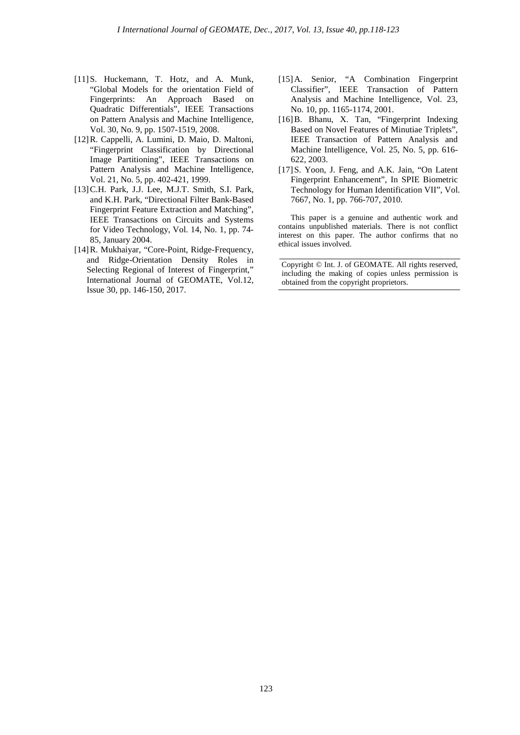[11] S. Huckemann, T. Hotz, and A. Munk, "Global Models for the orientation Field of Fingerprints: An Approach Based on Quadratic Differentials", IEEE Transactions on Pattern Analysis and Machine Intelligence, Vol. 30, No. 9, pp. 1507-1519, 2008.

[12] R. Cappelli, A. Lumini, D. Maio, D. Maltoni, "Fingerprint Classification by Directional Image Partitioning", IEEE Transactions on Pattern Analysis and Machine Intelligence, Vol. 21, No. 5, pp. 402-421, 1999.

[13] C.H. Park, J.J. Lee, M.J.T. Smith, S.I. Park, and K.H. Park, "Directional Filter Bank-Based Fingerprint Feature Extraction and Matching", IEEE Transactions on Circuits and Systems for Video Technology, Vol. 14, No. 1, pp. 74-85, January 2004.

[14] R. Mukhaiyar, "Core-Point, Ridge-Frequency, and Ridge-Orientation Density Roles in Selecting Regional of Interest of Fingerprint," International Journal of GEOMATE, Vol.12, Issue 30, pp. 146-150, 2017.

[15] A. Senior, "A Combination Fingerprint Classifier", IEEE Transaction of Pattern Analysis and Machine Intelligence, Vol. 23, No. 10, pp. 1165-1174, 2001.

[16] B. Bhanu, X. Tan, "Fingerprint Indexing Based on Novel Features of Minutiae Triplets", IEEE Transaction of Pattern Analysis and Machine Intelligence, Vol. 25, No. 5, pp. 616-622, 2003.

[17] S. Yoon, J. Feng, and A.K. Jain, "On Latent Fingerprint Enhancement", In SPIE Biometric Technology for Human Identification VII", Vol. 7667, No. 1, pp. 766-707, 2010.

This paper is a genuine and authentic work and contains unpublished materials. There is not conflict interest on this paper. The author confirms that no ethical issues involved.

Copyright © Int. J. of GEOMATE. All rights reserved, including the making of copies unless permission is obtained from the copyright proprietors.